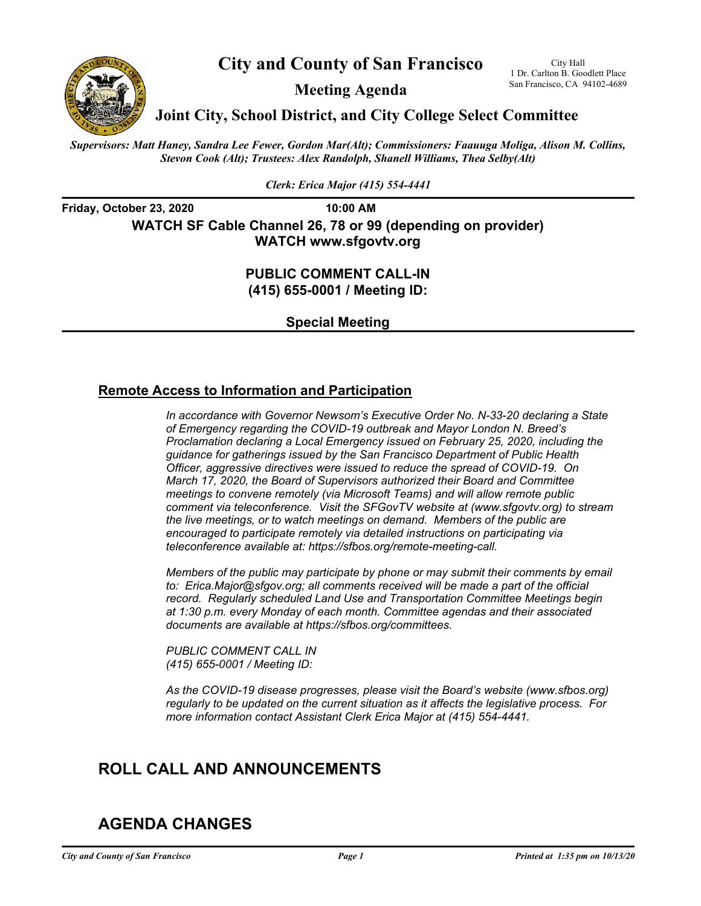# City and County of San Francisco

City Hall
1 Dr. Carlton B. Goodlett Place
San Francisco, CA 94102-4689

## Meeting Agenda

## Joint City, School District, and City College Select Committee

*Supervisors: Matt Haney, Sandra Lee Fewer, Gordon Mar(Alt); Commissioners: Faauuga Moliga, Alison M. Collins, Stevon Cook (Alt); Trustees: Alex Randolph, Shanell Williams, Thea Selby(Alt)*

*Clerk: Erica Major (415) 554-4441*

**Friday, October 23, 2020** **10:00 AM**

**WATCH SF Cable Channel 26, 78 or 99 (depending on provider)**
**WATCH www.sfgovtv.org**

**PUBLIC COMMENT CALL-IN**
**(415) 655-0001 / Meeting ID:**

**Special Meeting**

### Remote Access to Information and Participation

*In accordance with Governor Newsom's Executive Order No. N-33-20 declaring a State of Emergency regarding the COVID-19 outbreak and Mayor London N. Breed's Proclamation declaring a Local Emergency issued on February 25, 2020, including the guidance for gatherings issued by the San Francisco Department of Public Health Officer, aggressive directives were issued to reduce the spread of COVID-19. On March 17, 2020, the Board of Supervisors authorized their Board and Committee meetings to convene remotely (via Microsoft Teams) and will allow remote public comment via teleconference. Visit the SFGovTV website at (www.sfgovtv.org) to stream the live meetings, or to watch meetings on demand. Members of the public are encouraged to participate remotely via detailed instructions on participating via teleconference available at: https://sfbos.org/remote-meeting-call.*

*Members of the public may participate by phone or may submit their comments by email to: Erica.Major@sfgov.org; all comments received will be made a part of the official record. Regularly scheduled Land Use and Transportation Committee Meetings begin at 1:30 p.m. every Monday of each month. Committee agendas and their associated documents are available at https://sfbos.org/committees.*

*PUBLIC COMMENT CALL IN*
*(415) 655-0001 / Meeting ID:*

*As the COVID-19 disease progresses, please visit the Board's website (www.sfbos.org) regularly to be updated on the current situation as it affects the legislative process. For more information contact Assistant Clerk Erica Major at (415) 554-4441.*

## ROLL CALL AND ANNOUNCEMENTS

## AGENDA CHANGES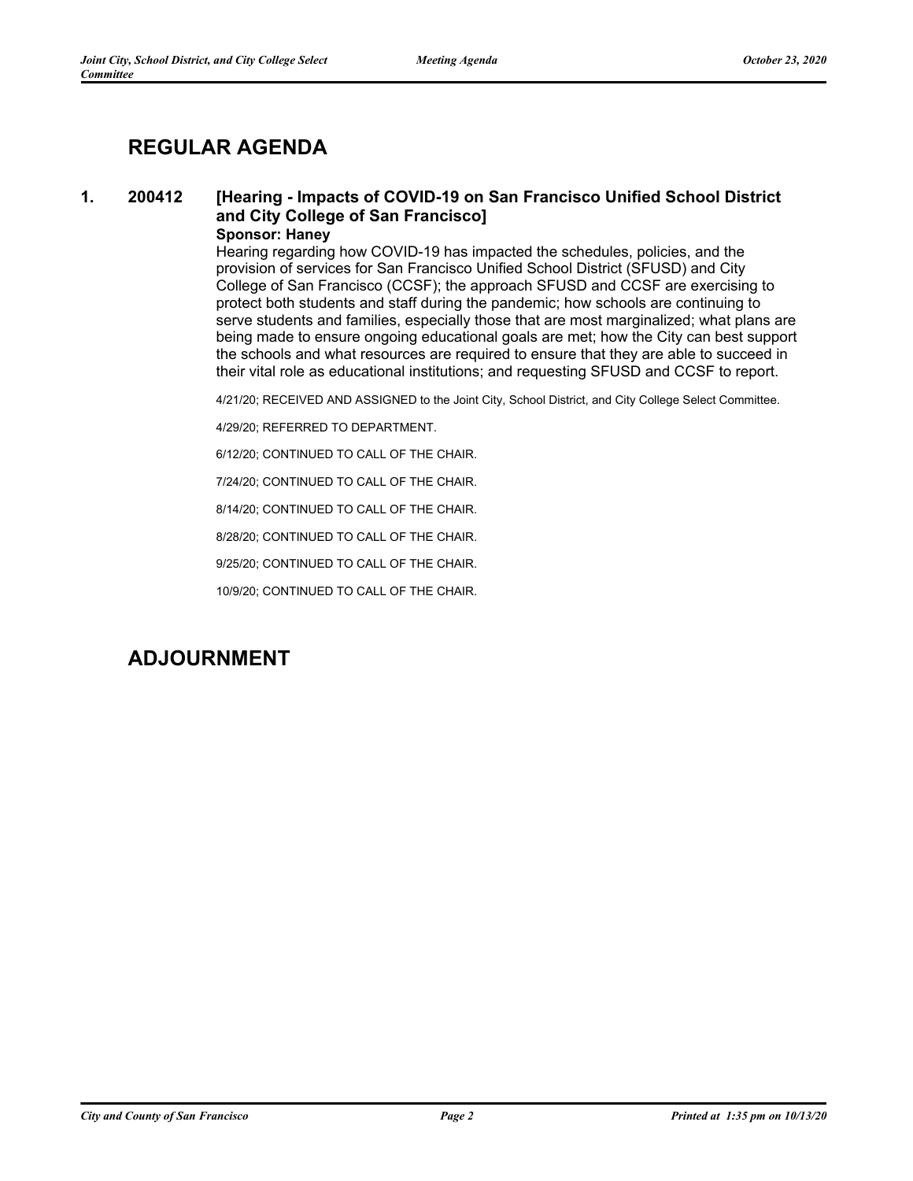## REGULAR AGENDA

**1. 200412 [Hearing - Impacts of COVID-19 on San Francisco Unified School District and City College of San Francisco]**

**Sponsor: Haney**

Hearing regarding how COVID-19 has impacted the schedules, policies, and the provision of services for San Francisco Unified School District (SFUSD) and City College of San Francisco (CCSF); the approach SFUSD and CCSF are exercising to protect both students and staff during the pandemic; how schools are continuing to serve students and families, especially those that are most marginalized; what plans are being made to ensure ongoing educational goals are met; how the City can best support the schools and what resources are required to ensure that they are able to succeed in their vital role as educational institutions; and requesting SFUSD and CCSF to report.

4/21/20; RECEIVED AND ASSIGNED to the Joint City, School District, and City College Select Committee.

4/29/20; REFERRED TO DEPARTMENT.

6/12/20; CONTINUED TO CALL OF THE CHAIR.

7/24/20; CONTINUED TO CALL OF THE CHAIR.

8/14/20; CONTINUED TO CALL OF THE CHAIR.

8/28/20; CONTINUED TO CALL OF THE CHAIR.

9/25/20; CONTINUED TO CALL OF THE CHAIR.

10/9/20; CONTINUED TO CALL OF THE CHAIR.

## ADJOURNMENT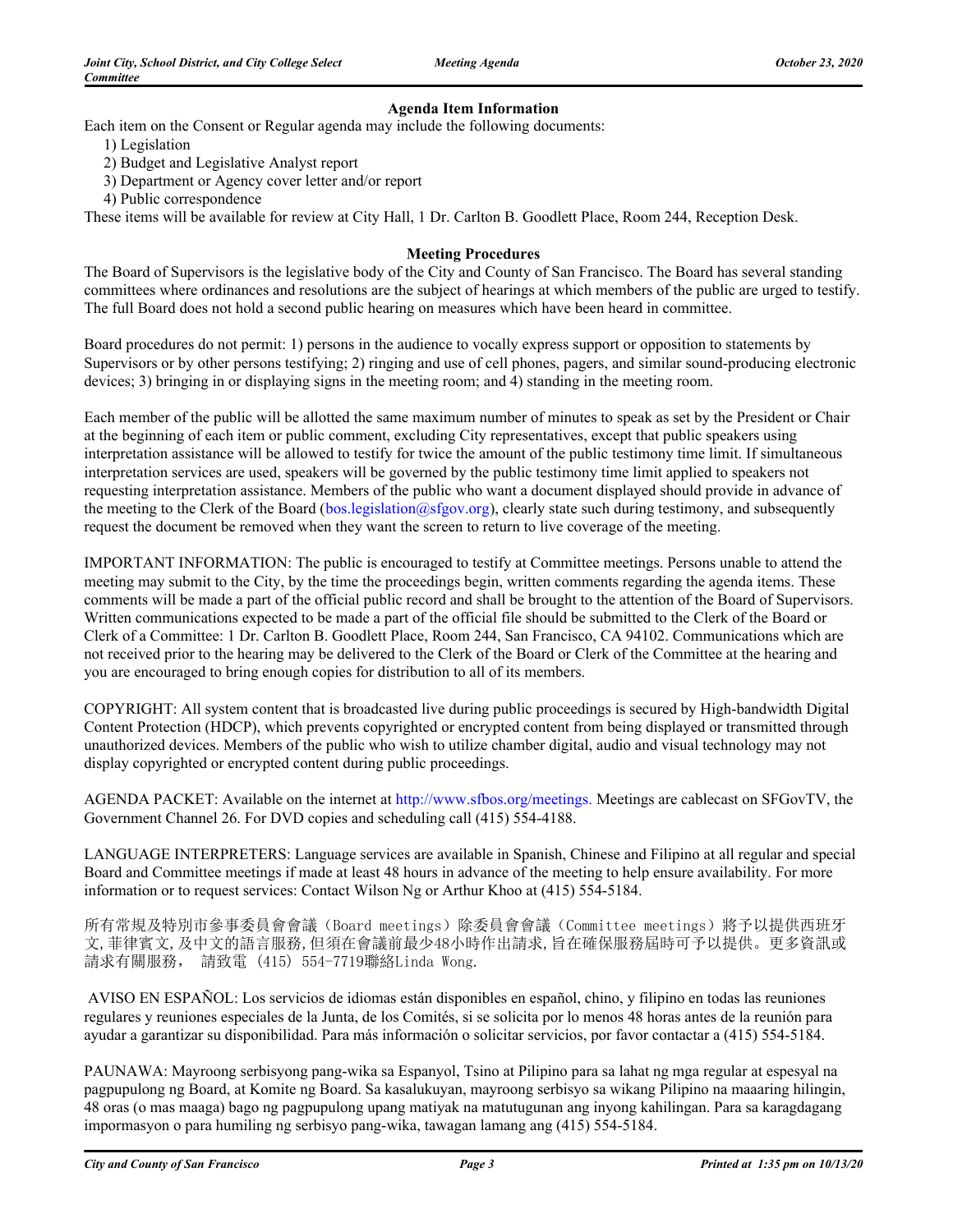**Agenda Item Information**

Each item on the Consent or Regular agenda may include the following documents:

1) Legislation
2) Budget and Legislative Analyst report
3) Department or Agency cover letter and/or report
4) Public correspondence

These items will be available for review at City Hall, 1 Dr. Carlton B. Goodlett Place, Room 244, Reception Desk.

**Meeting Procedures**

The Board of Supervisors is the legislative body of the City and County of San Francisco. The Board has several standing committees where ordinances and resolutions are the subject of hearings at which members of the public are urged to testify. The full Board does not hold a second public hearing on measures which have been heard in committee.

Board procedures do not permit: 1) persons in the audience to vocally express support or opposition to statements by Supervisors or by other persons testifying; 2) ringing and use of cell phones, pagers, and similar sound-producing electronic devices; 3) bringing in or displaying signs in the meeting room; and 4) standing in the meeting room.

Each member of the public will be allotted the same maximum number of minutes to speak as set by the President or Chair at the beginning of each item or public comment, excluding City representatives, except that public speakers using interpretation assistance will be allowed to testify for twice the amount of the public testimony time limit. If simultaneous interpretation services are used, speakers will be governed by the public testimony time limit applied to speakers not requesting interpretation assistance. Members of the public who want a document displayed should provide in advance of the meeting to the Clerk of the Board (bos.legislation@sfgov.org), clearly state such during testimony, and subsequently request the document be removed when they want the screen to return to live coverage of the meeting.

IMPORTANT INFORMATION: The public is encouraged to testify at Committee meetings. Persons unable to attend the meeting may submit to the City, by the time the proceedings begin, written comments regarding the agenda items. These comments will be made a part of the official public record and shall be brought to the attention of the Board of Supervisors. Written communications expected to be made a part of the official file should be submitted to the Clerk of the Board or Clerk of a Committee: 1 Dr. Carlton B. Goodlett Place, Room 244, San Francisco, CA 94102. Communications which are not received prior to the hearing may be delivered to the Clerk of the Board or Clerk of the Committee at the hearing and you are encouraged to bring enough copies for distribution to all of its members.

COPYRIGHT: All system content that is broadcasted live during public proceedings is secured by High-bandwidth Digital Content Protection (HDCP), which prevents copyrighted or encrypted content from being displayed or transmitted through unauthorized devices. Members of the public who wish to utilize chamber digital, audio and visual technology may not display copyrighted or encrypted content during public proceedings.

AGENDA PACKET: Available on the internet at http://www.sfbos.org/meetings. Meetings are cablecast on SFGovTV, the Government Channel 26. For DVD copies and scheduling call (415) 554-4188.

LANGUAGE INTERPRETERS: Language services are available in Spanish, Chinese and Filipino at all regular and special Board and Committee meetings if made at least 48 hours in advance of the meeting to help ensure availability. For more information or to request services: Contact Wilson Ng or Arthur Khoo at (415) 554-5184.

所有常規及特別市參事委員會會議（Board meetings）除委員會會議（Committee meetings）將予以提供西班牙文,菲律賓文,及中文的語言服務,但須在會議前最少48小時作出請求,旨在確保服務屆時可予以提供。更多資訊或請求有關服務， 請致電 (415) 554-7719聯絡Linda Wong.

AVISO EN ESPAÑOL: Los servicios de idiomas están disponibles en español, chino, y filipino en todas las reuniones regulares y reuniones especiales de la Junta, de los Comités, si se solicita por lo menos 48 horas antes de la reunión para ayudar a garantizar su disponibilidad. Para más información o solicitar servicios, por favor contactar a (415) 554-5184.

PAUNAWA: Mayroong serbisyong pang-wika sa Espanyol, Tsino at Pilipino para sa lahat ng mga regular at espesyal na pagpupulong ng Board, at Komite ng Board. Sa kasalukuyan, mayroong serbisyo sa wikang Pilipino na maaaring hilingin, 48 oras (o mas maaga) bago ng pagpupulong upang matiyak na matutugunan ang inyong kahilingan. Para sa karagdagang impormasyon o para humiling ng serbisyo pang-wika, tawagan lamang ang (415) 554-5184.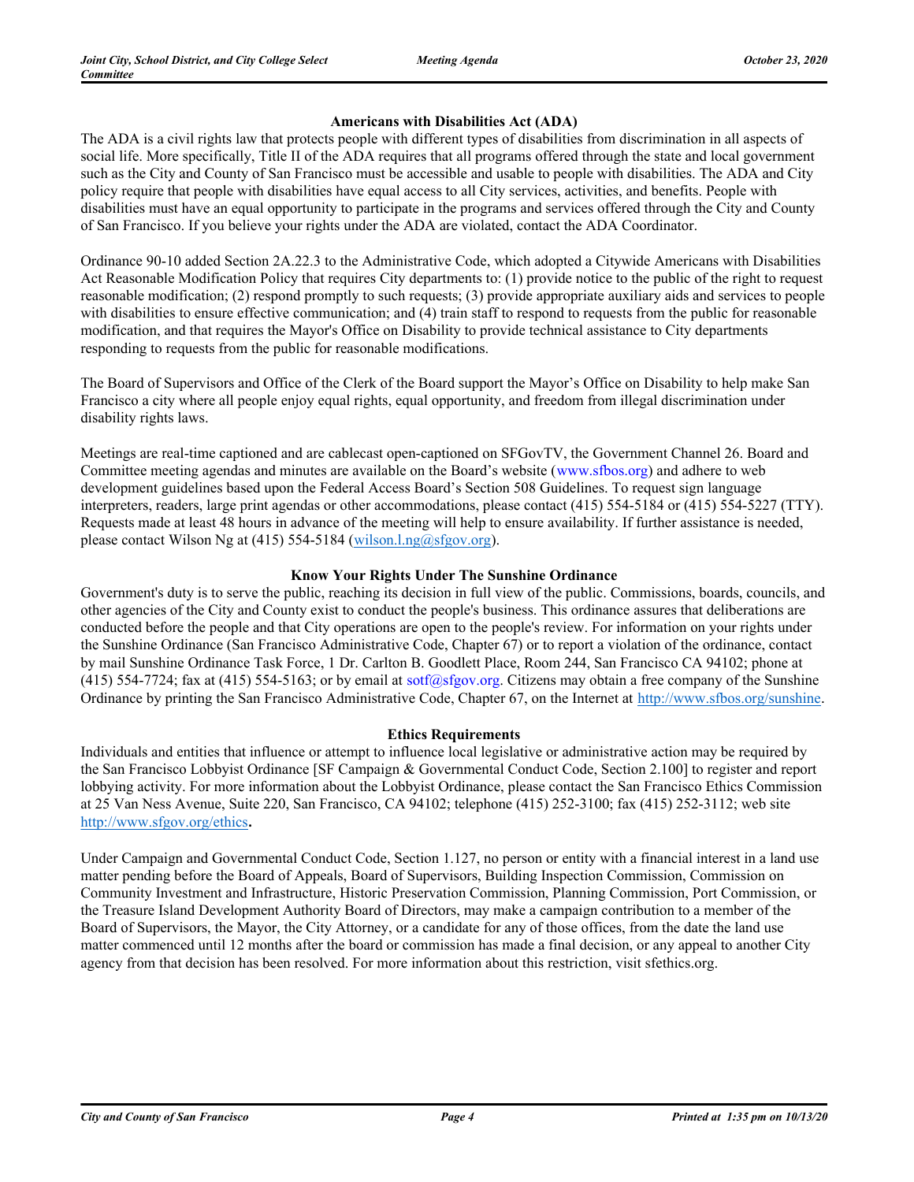### Americans with Disabilities Act (ADA)

The ADA is a civil rights law that protects people with different types of disabilities from discrimination in all aspects of social life. More specifically, Title II of the ADA requires that all programs offered through the state and local government such as the City and County of San Francisco must be accessible and usable to people with disabilities. The ADA and City policy require that people with disabilities have equal access to all City services, activities, and benefits. People with disabilities must have an equal opportunity to participate in the programs and services offered through the City and County of San Francisco. If you believe your rights under the ADA are violated, contact the ADA Coordinator.

Ordinance 90-10 added Section 2A.22.3 to the Administrative Code, which adopted a Citywide Americans with Disabilities Act Reasonable Modification Policy that requires City departments to: (1) provide notice to the public of the right to request reasonable modification; (2) respond promptly to such requests; (3) provide appropriate auxiliary aids and services to people with disabilities to ensure effective communication; and (4) train staff to respond to requests from the public for reasonable modification, and that requires the Mayor's Office on Disability to provide technical assistance to City departments responding to requests from the public for reasonable modifications.

The Board of Supervisors and Office of the Clerk of the Board support the Mayor's Office on Disability to help make San Francisco a city where all people enjoy equal rights, equal opportunity, and freedom from illegal discrimination under disability rights laws.

Meetings are real-time captioned and are cablecast open-captioned on SFGovTV, the Government Channel 26. Board and Committee meeting agendas and minutes are available on the Board's website (www.sfbos.org) and adhere to web development guidelines based upon the Federal Access Board's Section 508 Guidelines. To request sign language interpreters, readers, large print agendas or other accommodations, please contact (415) 554-5184 or (415) 554-5227 (TTY). Requests made at least 48 hours in advance of the meeting will help to ensure availability. If further assistance is needed, please contact Wilson Ng at (415) 554-5184 (wilson.l.ng@sfgov.org).

### Know Your Rights Under The Sunshine Ordinance

Government's duty is to serve the public, reaching its decision in full view of the public. Commissions, boards, councils, and other agencies of the City and County exist to conduct the people's business. This ordinance assures that deliberations are conducted before the people and that City operations are open to the people's review. For information on your rights under the Sunshine Ordinance (San Francisco Administrative Code, Chapter 67) or to report a violation of the ordinance, contact by mail Sunshine Ordinance Task Force, 1 Dr. Carlton B. Goodlett Place, Room 244, San Francisco CA 94102; phone at (415) 554-7724; fax at (415) 554-5163; or by email at sotf@sfgov.org. Citizens may obtain a free company of the Sunshine Ordinance by printing the San Francisco Administrative Code, Chapter 67, on the Internet at http://www.sfbos.org/sunshine.

### Ethics Requirements

Individuals and entities that influence or attempt to influence local legislative or administrative action may be required by the San Francisco Lobbyist Ordinance [SF Campaign & Governmental Conduct Code, Section 2.100] to register and report lobbying activity. For more information about the Lobbyist Ordinance, please contact the San Francisco Ethics Commission at 25 Van Ness Avenue, Suite 220, San Francisco, CA 94102; telephone (415) 252-3100; fax (415) 252-3112; web site http://www.sfgov.org/ethics**.**

Under Campaign and Governmental Conduct Code, Section 1.127, no person or entity with a financial interest in a land use matter pending before the Board of Appeals, Board of Supervisors, Building Inspection Commission, Commission on Community Investment and Infrastructure, Historic Preservation Commission, Planning Commission, Port Commission, or the Treasure Island Development Authority Board of Directors, may make a campaign contribution to a member of the Board of Supervisors, the Mayor, the City Attorney, or a candidate for any of those offices, from the date the land use matter commenced until 12 months after the board or commission has made a final decision, or any appeal to another City agency from that decision has been resolved. For more information about this restriction, visit sfethics.org.